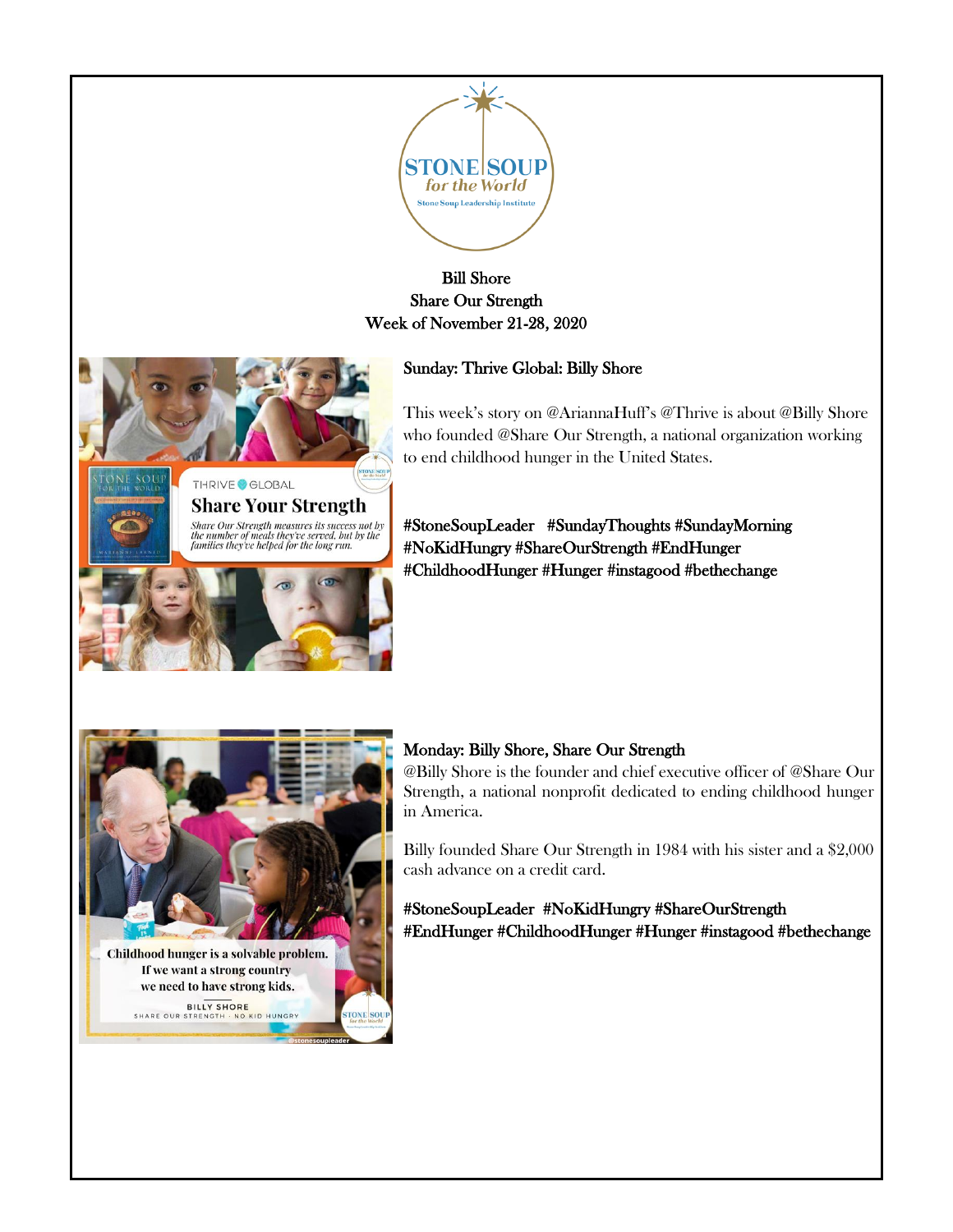Bill Shore
Share Our Strength
Week of November 21-28, 2020

## Sunday: Thrive Global: Billy Shore

This week's story on @AriannaHuff's @Thrive is about @Billy Shore who founded @Share Our Strength, a national organization working to end childhood hunger in the United States.

#StoneSoupLeader #SundayThoughts #SundayMorning #NoKidHungry #ShareOurStrength #EndHunger #ChildhoodHunger #Hunger #instagood #bethechange

## Monday: Billy Shore, Share Our Strength

@Billy Shore is the founder and chief executive officer of @Share Our Strength, a national nonprofit dedicated to ending childhood hunger in America.

Billy founded Share Our Strength in 1984 with his sister and a $2,000 cash advance on a credit card.

#StoneSoupLeader #NoKidHungry #ShareOurStrength #EndHunger #ChildhoodHunger #Hunger #instagood #bethechange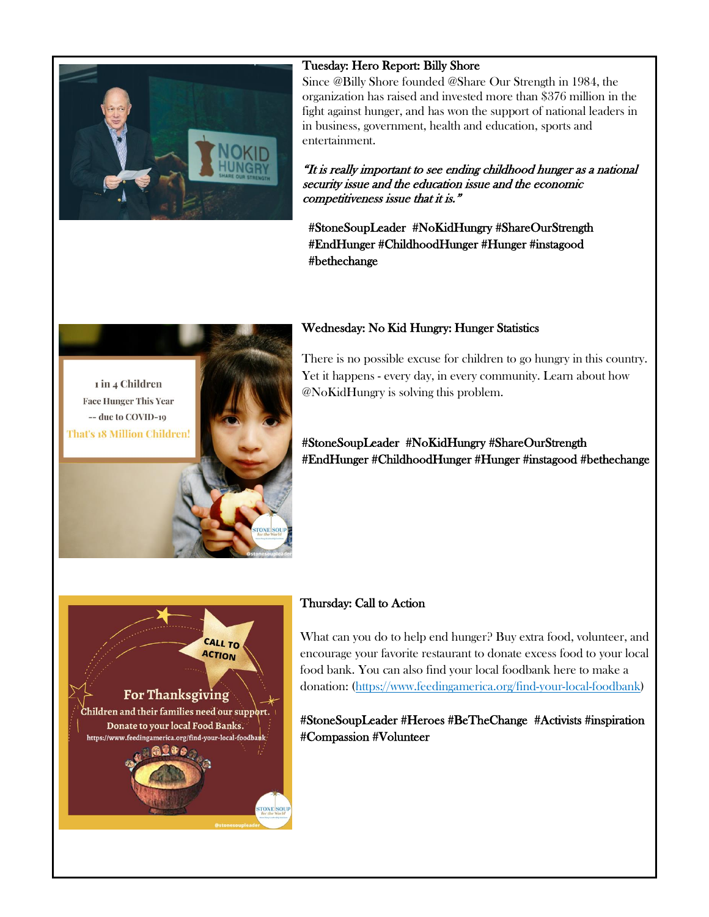Tuesday: Hero Report: Billy Shore

Since @Billy Shore founded @Share Our Strength in 1984, the organization has raised and invested more than $376 million in the fight against hunger, and has won the support of national leaders in in business, government, health and education, sports and entertainment.

*"It is really important to see ending childhood hunger as a national security issue and the education issue and the economic competitiveness issue that it is."*

#StoneSoupLeader #NoKidHungry #ShareOurStrength #EndHunger #ChildhoodHunger #Hunger #instagood #bethechange

Wednesday: No Kid Hungry: Hunger Statistics

There is no possible excuse for children to go hungry in this country. Yet it happens - every day, in every community. Learn about how @NoKidHungry is solving this problem.

#StoneSoupLeader #NoKidHungry #ShareOurStrength #EndHunger #ChildhoodHunger #Hunger #instagood #bethechange

Thursday: Call to Action

What can you do to help end hunger? Buy extra food, volunteer, and encourage your favorite restaurant to donate excess food to your local food bank. You can also find your local foodbank here to make a donation: (https://www.feedingamerica.org/find-your-local-foodbank)

#StoneSoupLeader #Heroes #BeTheChange #Activists #inspiration #Compassion #Volunteer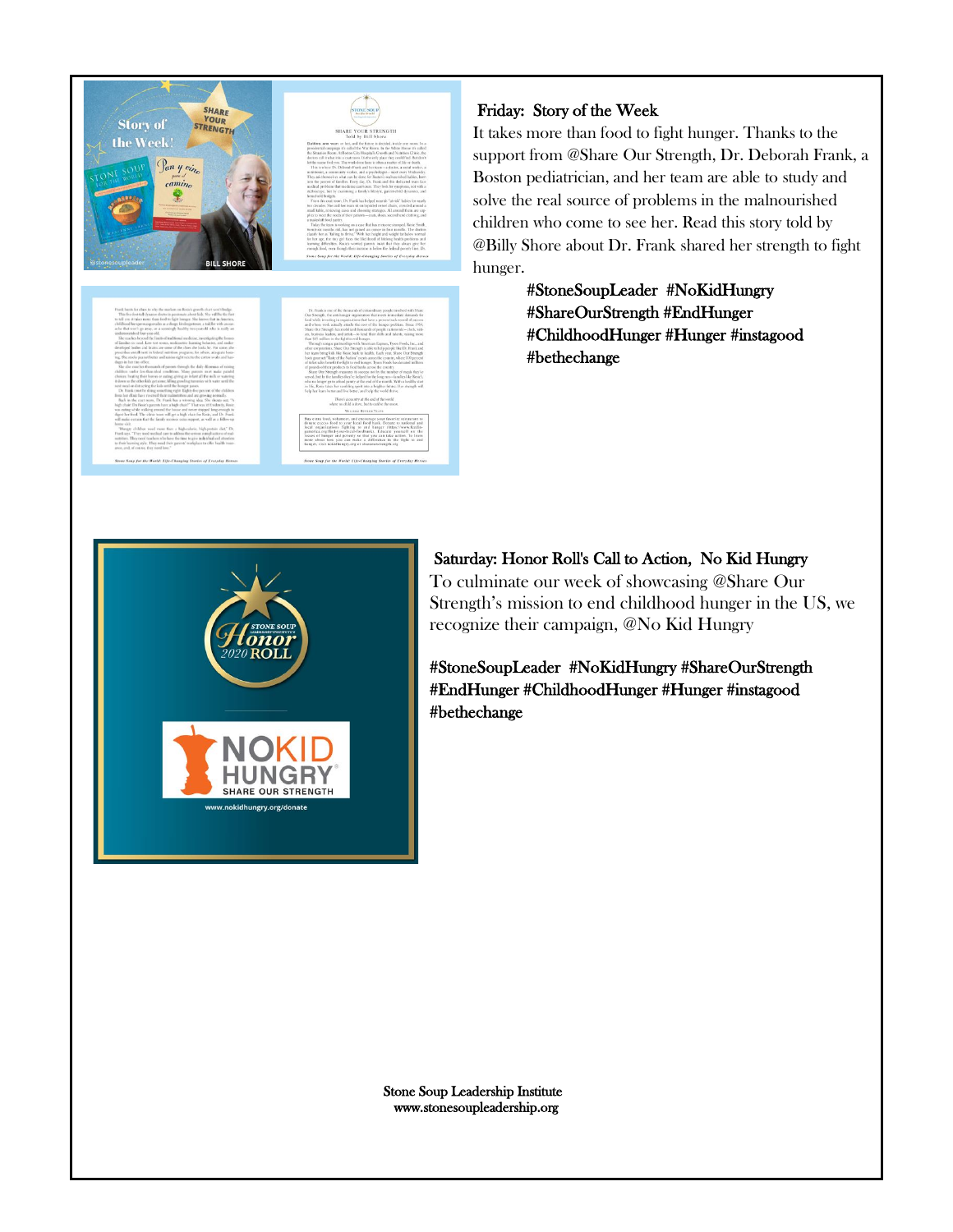**Friday: Story of the Week**

It takes more than food to fight hunger. Thanks to the support from @Share Our Strength, Dr. Deborah Frank, a Boston pediatrician, and her team are able to study and solve the real source of problems in the malnourished children who come to see her. Read this story told by @Billy Shore about Dr. Frank shared her strength to fight hunger.

#StoneSoupLeader #NoKidHungry #ShareOurStrength #EndHunger #ChildhoodHunger #Hunger #instagood #bethechange

**Saturday: Honor Roll's Call to Action, No Kid Hungry**

To culminate our week of showcasing @Share Our Strength's mission to end childhood hunger in the US, we recognize their campaign, @No Kid Hungry

#StoneSoupLeader #NoKidHungry #ShareOurStrength #EndHunger #ChildhoodHunger #Hunger #instagood #bethechange

Stone Soup Leadership Institute
www.stonesoupleadership.org